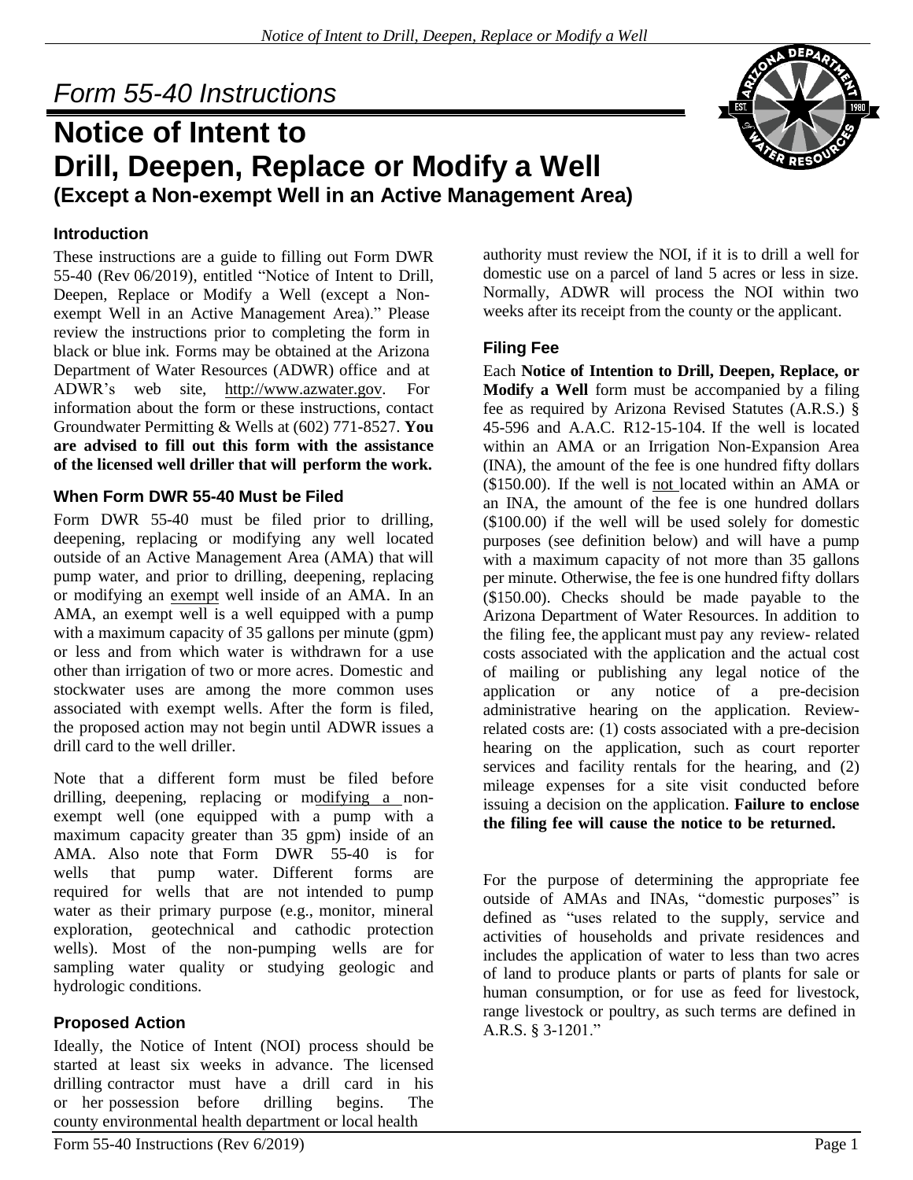# Form 55-40 Instructions

# Notice of Intent to Drill, Deepen, Replace or Modify a Well

## (Except a Non-exempt Well in an Active Management Area)

### Introduction

These instructions are a guide to filling out Form DWR 55-40 (Rev 06/2019), entitled "Notice of Intent to Drill, Deepen, Replace or Modify a Well (except a Non-exempt Well in an Active Management Area)." Please review the instructions prior to completing the form in black or blue ink. Forms may be obtained at the Arizona Department of Water Resources (ADWR) office and at ADWR's web site, http://www.azwater.gov. For information about the form or these instructions, contact Groundwater Permitting & Wells at (602) 771-8527. **You are advised to fill out this form with the assistance of the licensed well driller that will perform the work.**

### When Form DWR 55-40 Must be Filed

Form DWR 55-40 must be filed prior to drilling, deepening, replacing or modifying any well located outside of an Active Management Area (AMA) that will pump water, and prior to drilling, deepening, replacing or modifying an exempt well inside of an AMA. In an AMA, an exempt well is a well equipped with a pump with a maximum capacity of 35 gallons per minute (gpm) or less and from which water is withdrawn for a use other than irrigation of two or more acres. Domestic and stockwater uses are among the more common uses associated with exempt wells. After the form is filed, the proposed action may not begin until ADWR issues a drill card to the well driller.

Note that a different form must be filed before drilling, deepening, replacing or modifying a non-exempt well (one equipped with a pump with a maximum capacity greater than 35 gpm) inside of an AMA. Also note that Form DWR 55-40 is for wells that pump water. Different forms are required for wells that are not intended to pump water as their primary purpose (e.g., monitor, mineral exploration, geotechnical and cathodic protection wells). Most of the non-pumping wells are for sampling water quality or studying geologic and hydrologic conditions.

### Proposed Action

Ideally, the Notice of Intent (NOI) process should be started at least six weeks in advance. The licensed drilling contractor must have a drill card in his or her possession before drilling begins. The county environmental health department or local health authority must review the NOI, if it is to drill a well for domestic use on a parcel of land 5 acres or less in size. Normally, ADWR will process the NOI within two weeks after its receipt from the county or the applicant.

### Filing Fee

Each **Notice of Intention to Drill, Deepen, Replace, or Modify a Well** form must be accompanied by a filing fee as required by Arizona Revised Statutes (A.R.S.) § 45-596 and A.A.C. R12-15-104. If the well is located within an AMA or an Irrigation Non-Expansion Area (INA), the amount of the fee is one hundred fifty dollars ($150.00). If the well is not located within an AMA or an INA, the amount of the fee is one hundred dollars ($100.00) if the well will be used solely for domestic purposes (see definition below) and will have a pump with a maximum capacity of not more than 35 gallons per minute. Otherwise, the fee is one hundred fifty dollars ($150.00). Checks should be made payable to the Arizona Department of Water Resources. In addition to the filing fee, the applicant must pay any review- related costs associated with the application and the actual cost of mailing or publishing any legal notice of the application or any notice of a pre-decision administrative hearing on the application. Review-related costs are: (1) costs associated with a pre-decision hearing on the application, such as court reporter services and facility rentals for the hearing, and (2) mileage expenses for a site visit conducted before issuing a decision on the application. **Failure to enclose the filing fee will cause the notice to be returned.**

For the purpose of determining the appropriate fee outside of AMAs and INAs, "domestic purposes" is defined as "uses related to the supply, service and activities of households and private residences and includes the application of water to less than two acres of land to produce plants or parts of plants for sale or human consumption, or for use as feed for livestock, range livestock or poultry, as such terms are defined in A.R.S. § 3-1201."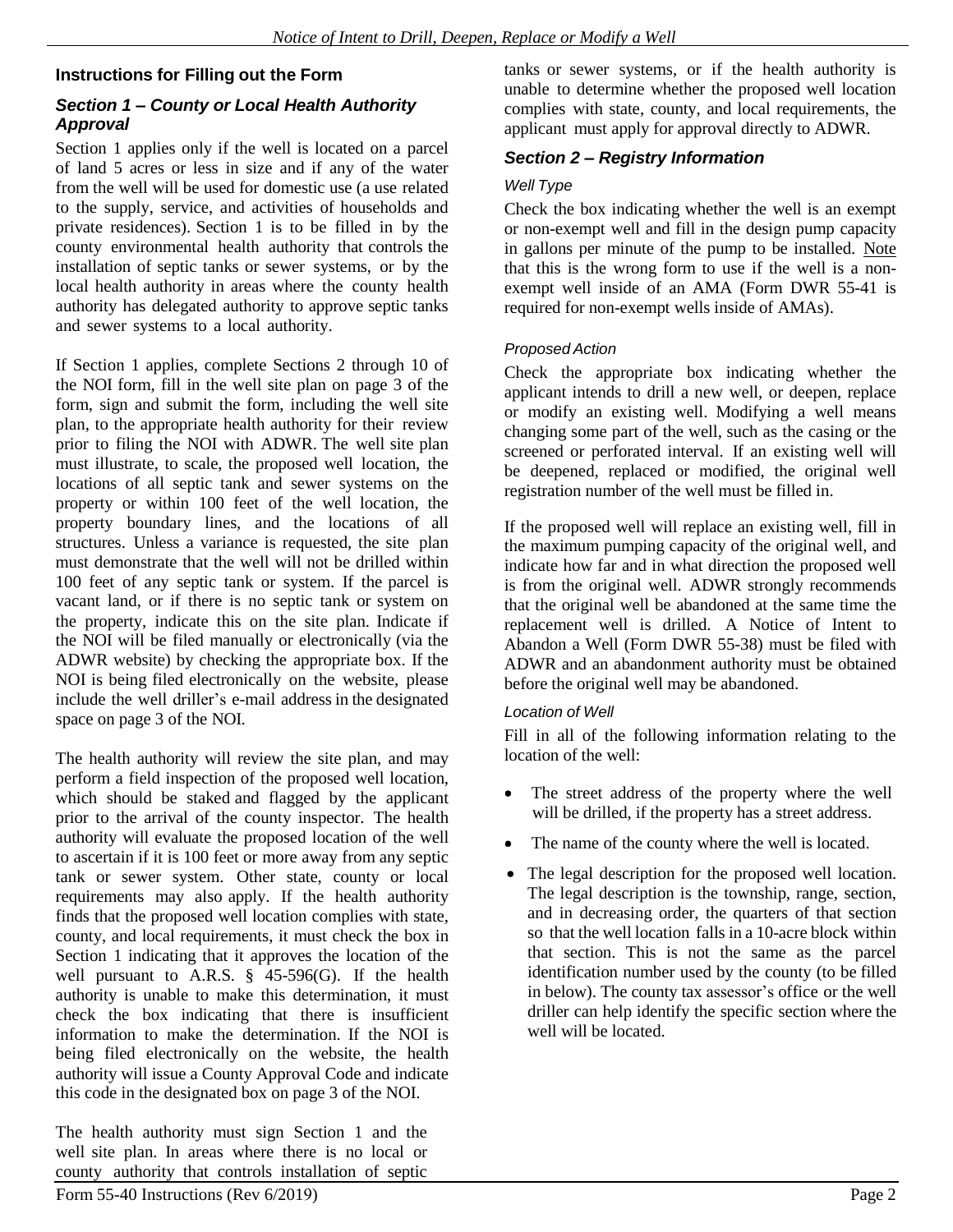## Instructions for Filling out the Form

### *Section 1 – County or Local Health Authority Approval*

Section 1 applies only if the well is located on a parcel of land 5 acres or less in size and if any of the water from the well will be used for domestic use (a use related to the supply, service, and activities of households and private residences). Section 1 is to be filled in by the county environmental health authority that controls the installation of septic tanks or sewer systems, or by the local health authority in areas where the county health authority has delegated authority to approve septic tanks and sewer systems to a local authority.

If Section 1 applies, complete Sections 2 through 10 of the NOI form, fill in the well site plan on page 3 of the form, sign and submit the form, including the well site plan, to the appropriate health authority for their review prior to filing the NOI with ADWR. The well site plan must illustrate, to scale, the proposed well location, the locations of all septic tank and sewer systems on the property or within 100 feet of the well location, the property boundary lines, and the locations of all structures. Unless a variance is requested, the site plan must demonstrate that the well will not be drilled within 100 feet of any septic tank or system. If the parcel is vacant land, or if there is no septic tank or system on the property, indicate this on the site plan. Indicate if the NOI will be filed manually or electronically (via the ADWR website) by checking the appropriate box. If the NOI is being filed electronically on the website, please include the well driller's e-mail address in the designated space on page 3 of the NOI.

The health authority will review the site plan, and may perform a field inspection of the proposed well location, which should be staked and flagged by the applicant prior to the arrival of the county inspector. The health authority will evaluate the proposed location of the well to ascertain if it is 100 feet or more away from any septic tank or sewer system. Other state, county or local requirements may also apply. If the health authority finds that the proposed well location complies with state, county, and local requirements, it must check the box in Section 1 indicating that it approves the location of the well pursuant to A.R.S. § 45-596(G). If the health authority is unable to make this determination, it must check the box indicating that there is insufficient information to make the determination. If the NOI is being filed electronically on the website, the health authority will issue a County Approval Code and indicate this code in the designated box on page 3 of the NOI.

The health authority must sign Section 1 and the well site plan. In areas where there is no local or county authority that controls installation of septic tanks or sewer systems, or if the health authority is unable to determine whether the proposed well location complies with state, county, and local requirements, the applicant must apply for approval directly to ADWR.

### *Section 2 – Registry Information*

#### *Well Type*

Check the box indicating whether the well is an exempt or non-exempt well and fill in the design pump capacity in gallons per minute of the pump to be installed. Note that this is the wrong form to use if the well is a non-exempt well inside of an AMA (Form DWR 55-41 is required for non-exempt wells inside of AMAs).

#### *Proposed Action*

Check the appropriate box indicating whether the applicant intends to drill a new well, or deepen, replace or modify an existing well. Modifying a well means changing some part of the well, such as the casing or the screened or perforated interval. If an existing well will be deepened, replaced or modified, the original well registration number of the well must be filled in.

If the proposed well will replace an existing well, fill in the maximum pumping capacity of the original well, and indicate how far and in what direction the proposed well is from the original well. ADWR strongly recommends that the original well be abandoned at the same time the replacement well is drilled. A Notice of Intent to Abandon a Well (Form DWR 55-38) must be filed with ADWR and an abandonment authority must be obtained before the original well may be abandoned.

#### *Location of Well*

Fill in all of the following information relating to the location of the well:

- The street address of the property where the well will be drilled, if the property has a street address.
- The name of the county where the well is located.
- The legal description for the proposed well location. The legal description is the township, range, section, and in decreasing order, the quarters of that section so that the well location falls in a 10-acre block within that section. This is not the same as the parcel identification number used by the county (to be filled in below). The county tax assessor's office or the well driller can help identify the specific section where the well will be located.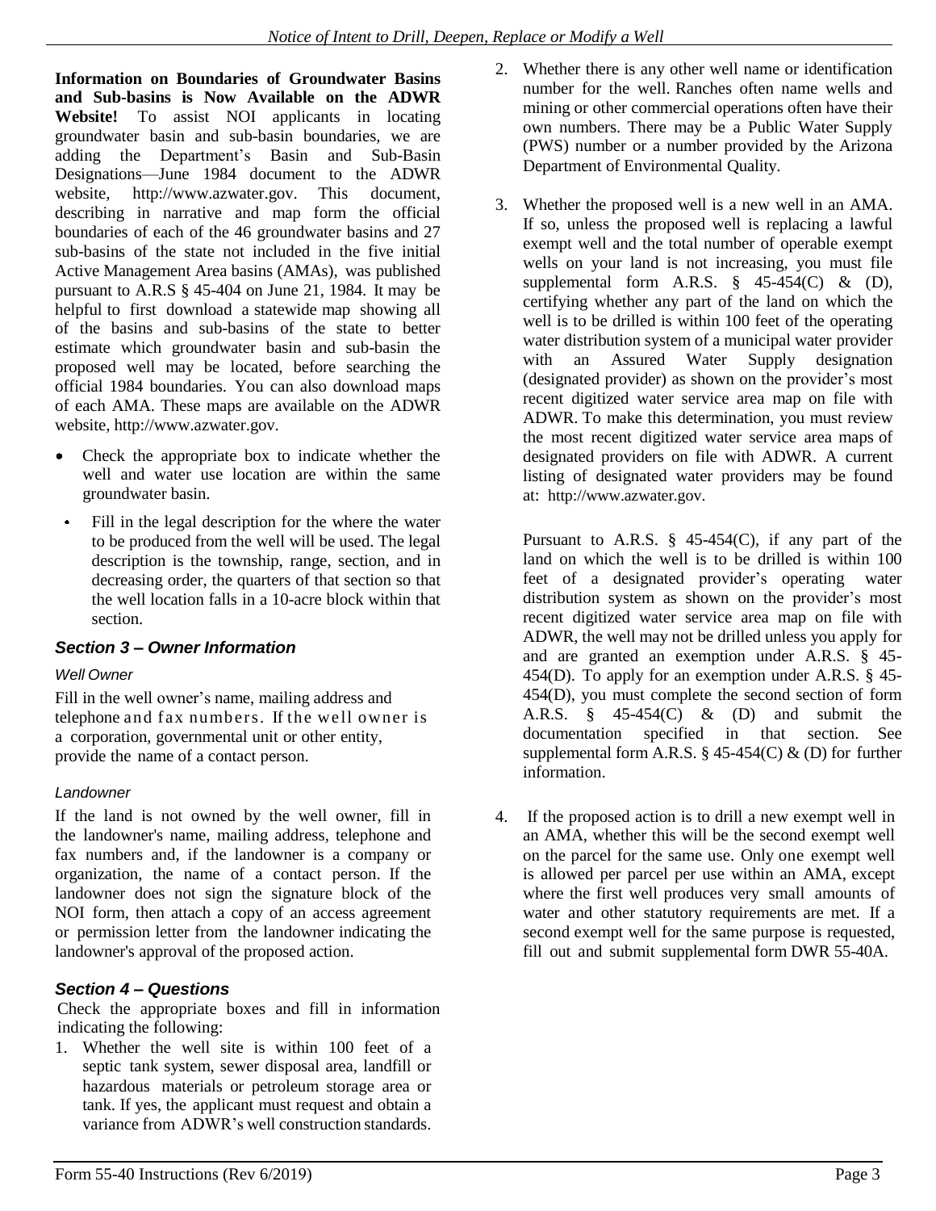**Information on Boundaries of Groundwater Basins and Sub-basins is Now Available on the ADWR Website!** To assist NOI applicants in locating groundwater basin and sub-basin boundaries, we are adding the Department's Basin and Sub-Basin Designations—June 1984 document to the ADWR website, http://www.azwater.gov. This document, describing in narrative and map form the official boundaries of each of the 46 groundwater basins and 27 sub-basins of the state not included in the five initial Active Management Area basins (AMAs), was published pursuant to A.R.S § 45-404 on June 21, 1984. It may be helpful to first download a statewide map showing all of the basins and sub-basins of the state to better estimate which groundwater basin and sub-basin the proposed well may be located, before searching the official 1984 boundaries. You can also download maps of each AMA. These maps are available on the ADWR website, http://www.azwater.gov.

- Check the appropriate box to indicate whether the well and water use location are within the same groundwater basin.
- Fill in the legal description for the where the water to be produced from the well will be used. The legal description is the township, range, section, and in decreasing order, the quarters of that section so that the well location falls in a 10-acre block within that section.

### *Section 3 – Owner Information*

*Well Owner*

Fill in the well owner's name, mailing address and telephone and fax numbers. If the well owner is a corporation, governmental unit or other entity, provide the name of a contact person.

*Landowner*

If the land is not owned by the well owner, fill in the landowner's name, mailing address, telephone and fax numbers and, if the landowner is a company or organization, the name of a contact person. If the landowner does not sign the signature block of the NOI form, then attach a copy of an access agreement or permission letter from the landowner indicating the landowner's approval of the proposed action.

### *Section 4 – Questions*

Check the appropriate boxes and fill in information indicating the following:

1. Whether the well site is within 100 feet of a septic tank system, sewer disposal area, landfill or hazardous materials or petroleum storage area or tank. If yes, the applicant must request and obtain a variance from ADWR's well construction standards.

2. Whether there is any other well name or identification number for the well. Ranches often name wells and mining or other commercial operations often have their own numbers. There may be a Public Water Supply (PWS) number or a number provided by the Arizona Department of Environmental Quality.

3. Whether the proposed well is a new well in an AMA. If so, unless the proposed well is replacing a lawful exempt well and the total number of operable exempt wells on your land is not increasing, you must file supplemental form A.R.S. § 45-454(C) & (D), certifying whether any part of the land on which the well is to be drilled is within 100 feet of the operating water distribution system of a municipal water provider with an Assured Water Supply designation (designated provider) as shown on the provider's most recent digitized water service area map on file with ADWR. To make this determination, you must review the most recent digitized water service area maps of designated providers on file with ADWR. A current listing of designated water providers may be found at: http://www.azwater.gov.

   Pursuant to A.R.S. § 45-454(C), if any part of the land on which the well is to be drilled is within 100 feet of a designated provider's operating water distribution system as shown on the provider's most recent digitized water service area map on file with ADWR, the well may not be drilled unless you apply for and are granted an exemption under A.R.S. § 45-454(D). To apply for an exemption under A.R.S. § 45-454(D), you must complete the second section of form A.R.S. § 45-454(C) & (D) and submit the documentation specified in that section. See supplemental form A.R.S. § 45-454(C) & (D) for further information.

4. If the proposed action is to drill a new exempt well in an AMA, whether this will be the second exempt well on the parcel for the same use. Only one exempt well is allowed per parcel per use within an AMA, except where the first well produces very small amounts of water and other statutory requirements are met. If a second exempt well for the same purpose is requested, fill out and submit supplemental form DWR 55-40A.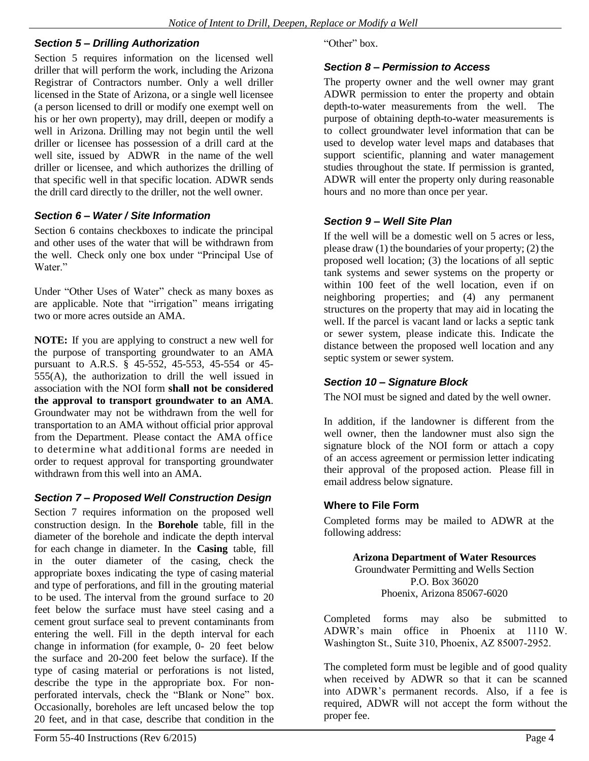### *Section 5 – Drilling Authorization*

Section 5 requires information on the licensed well driller that will perform the work, including the Arizona Registrar of Contractors number. Only a well driller licensed in the State of Arizona, or a single well licensee (a person licensed to drill or modify one exempt well on his or her own property), may drill, deepen or modify a well in Arizona. Drilling may not begin until the well driller or licensee has possession of a drill card at the well site, issued by ADWR in the name of the well driller or licensee, and which authorizes the drilling of that specific well in that specific location. ADWR sends the drill card directly to the driller, not the well owner.

### *Section 6 – Water / Site Information*

Section 6 contains checkboxes to indicate the principal and other uses of the water that will be withdrawn from the well. Check only one box under "Principal Use of Water."

Under "Other Uses of Water" check as many boxes as are applicable. Note that "irrigation" means irrigating two or more acres outside an AMA.

**NOTE:** If you are applying to construct a new well for the purpose of transporting groundwater to an AMA pursuant to A.R.S. § 45-552, 45-553, 45-554 or 45-555(A), the authorization to drill the well issued in association with the NOI form **shall not be considered the approval to transport groundwater to an AMA**. Groundwater may not be withdrawn from the well for transportation to an AMA without official prior approval from the Department. Please contact the AMA office to determine what additional forms are needed in order to request approval for transporting groundwater withdrawn from this well into an AMA.

### *Section 7 – Proposed Well Construction Design*

Section 7 requires information on the proposed well construction design. In the **Borehole** table, fill in the diameter of the borehole and indicate the depth interval for each change in diameter. In the **Casing** table, fill in the outer diameter of the casing, check the appropriate boxes indicating the type of casing material and type of perforations, and fill in the grouting material to be used. The interval from the ground surface to 20 feet below the surface must have steel casing and a cement grout surface seal to prevent contaminants from entering the well. Fill in the depth interval for each change in information (for example, 0- 20 feet below the surface and 20-200 feet below the surface). If the type of casing material or perforations is not listed, describe the type in the appropriate box. For non-perforated intervals, check the "Blank or None" box. Occasionally, boreholes are left uncased below the top 20 feet, and in that case, describe that condition in the "Other" box.

### *Section 8 – Permission to Access*

The property owner and the well owner may grant ADWR permission to enter the property and obtain depth-to-water measurements from the well. The purpose of obtaining depth-to-water measurements is to collect groundwater level information that can be used to develop water level maps and databases that support scientific, planning and water management studies throughout the state. If permission is granted, ADWR will enter the property only during reasonable hours and no more than once per year.

### *Section 9 – Well Site Plan*

If the well will be a domestic well on 5 acres or less, please draw (1) the boundaries of your property; (2) the proposed well location; (3) the locations of all septic tank systems and sewer systems on the property or within 100 feet of the well location, even if on neighboring properties; and (4) any permanent structures on the property that may aid in locating the well. If the parcel is vacant land or lacks a septic tank or sewer system, please indicate this. Indicate the distance between the proposed well location and any septic system or sewer system.

### *Section 10 – Signature Block*

The NOI must be signed and dated by the well owner.

In addition, if the landowner is different from the well owner, then the landowner must also sign the signature block of the NOI form or attach a copy of an access agreement or permission letter indicating their approval of the proposed action. Please fill in email address below signature.

### Where to File Form

Completed forms may be mailed to ADWR at the following address:

**Arizona Department of Water Resources**
Groundwater Permitting and Wells Section
P.O. Box 36020
Phoenix, Arizona 85067-6020

Completed forms may also be submitted to ADWR's main office in Phoenix at 1110 W. Washington St., Suite 310, Phoenix, AZ 85007-2952.

The completed form must be legible and of good quality when received by ADWR so that it can be scanned into ADWR's permanent records. Also, if a fee is required, ADWR will not accept the form without the proper fee.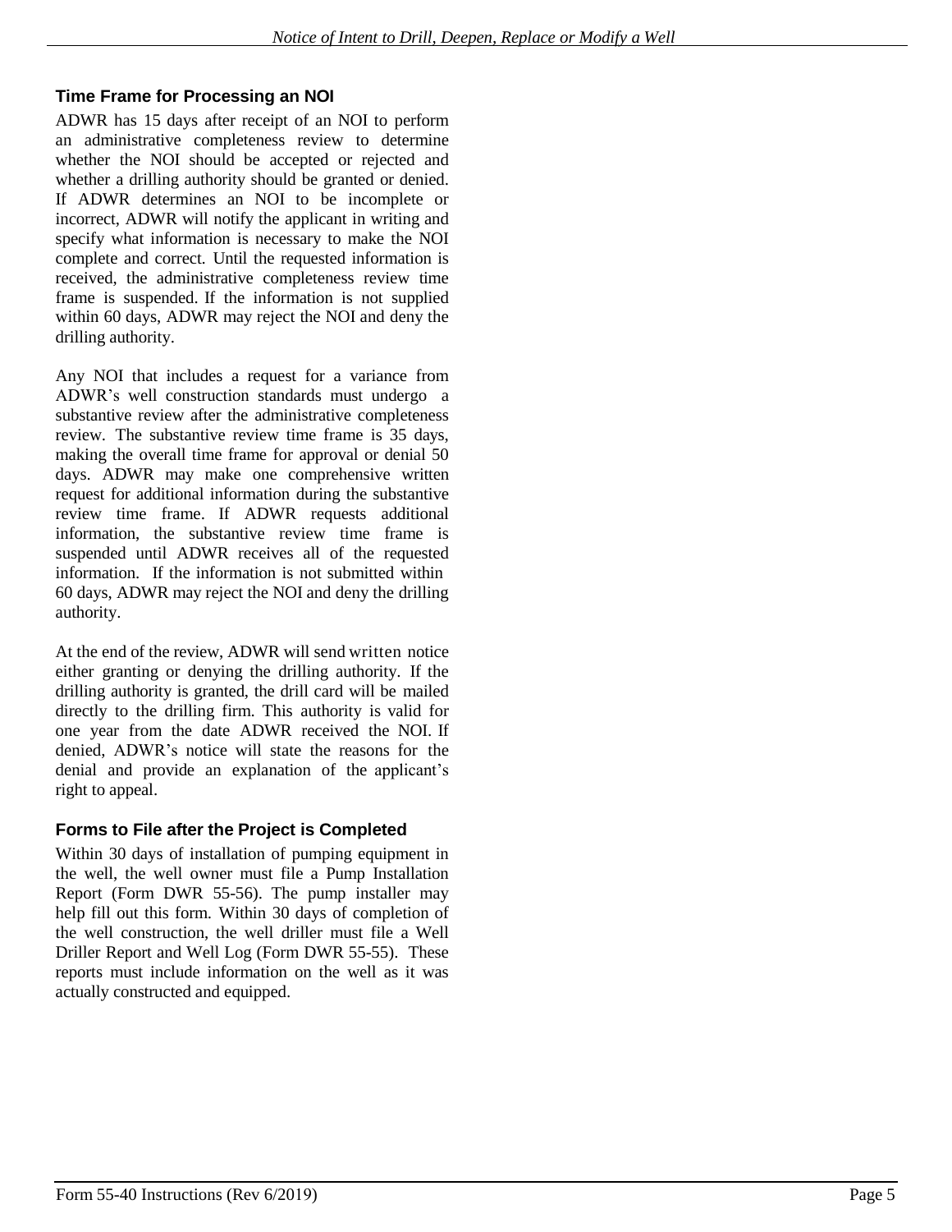### Time Frame for Processing an NOI

ADWR has 15 days after receipt of an NOI to perform an administrative completeness review to determine whether the NOI should be accepted or rejected and whether a drilling authority should be granted or denied. If ADWR determines an NOI to be incomplete or incorrect, ADWR will notify the applicant in writing and specify what information is necessary to make the NOI complete and correct. Until the requested information is received, the administrative completeness review time frame is suspended. If the information is not supplied within 60 days, ADWR may reject the NOI and deny the drilling authority.

Any NOI that includes a request for a variance from ADWR's well construction standards must undergo a substantive review after the administrative completeness review. The substantive review time frame is 35 days, making the overall time frame for approval or denial 50 days. ADWR may make one comprehensive written request for additional information during the substantive review time frame. If ADWR requests additional information, the substantive review time frame is suspended until ADWR receives all of the requested information. If the information is not submitted within 60 days, ADWR may reject the NOI and deny the drilling authority.

At the end of the review, ADWR will send written notice either granting or denying the drilling authority. If the drilling authority is granted, the drill card will be mailed directly to the drilling firm. This authority is valid for one year from the date ADWR received the NOI. If denied, ADWR's notice will state the reasons for the denial and provide an explanation of the applicant's right to appeal.

### Forms to File after the Project is Completed

Within 30 days of installation of pumping equipment in the well, the well owner must file a Pump Installation Report (Form DWR 55-56). The pump installer may help fill out this form. Within 30 days of completion of the well construction, the well driller must file a Well Driller Report and Well Log (Form DWR 55-55). These reports must include information on the well as it was actually constructed and equipped.